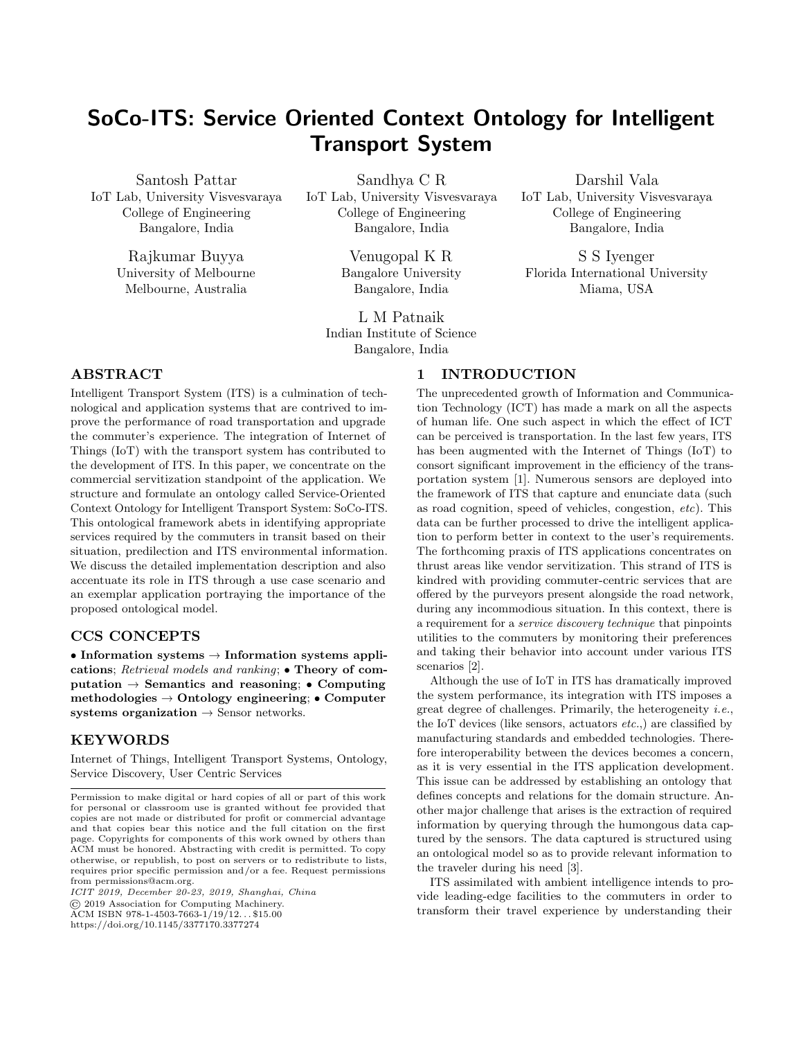# SoCo-ITS: Service Oriented Context Ontology for Intelligent Transport System

Santosh Pattar
IoT Lab, University Visvesvaraya College of Engineering
Bangalore, India

Sandhya C R
IoT Lab, University Visvesvaraya College of Engineering
Bangalore, India

Darshil Vala
IoT Lab, University Visvesvaraya College of Engineering
Bangalore, India

Rajkumar Buyya
University of Melbourne
Melbourne, Australia

Venugopal K R
Bangalore University
Bangalore, India

S S Iyenger
Florida International University
Miama, USA

L M Patnaik
Indian Institute of Science
Bangalore, India

## ABSTRACT

Intelligent Transport System (ITS) is a culmination of technological and application systems that are contrived to improve the performance of road transportation and upgrade the commuter's experience. The integration of Internet of Things (IoT) with the transport system has contributed to the development of ITS. In this paper, we concentrate on the commercial servitization standpoint of the application. We structure and formulate an ontology called Service-Oriented Context Ontology for Intelligent Transport System: SoCo-ITS. This ontological framework abets in identifying appropriate services required by the commuters in transit based on their situation, predilection and ITS environmental information. We discuss the detailed implementation description and also accentuate its role in ITS through a use case scenario and an exemplar application portraying the importance of the proposed ontological model.

## CCS CONCEPTS

• **Information systems** → **Information systems applications**; *Retrieval models and ranking*; • **Theory of computation** → **Semantics and reasoning**; • **Computing methodologies** → **Ontology engineering**; • **Computer systems organization** → Sensor networks.

## KEYWORDS

Internet of Things, Intelligent Transport Systems, Ontology, Service Discovery, User Centric Services

Permission to make digital or hard copies of all or part of this work for personal or classroom use is granted without fee provided that copies are not made or distributed for profit or commercial advantage and that copies bear this notice and the full citation on the first page. Copyrights for components of this work owned by others than ACM must be honored. Abstracting with credit is permitted. To copy otherwise, or republish, to post on servers or to redistribute to lists, requires prior specific permission and/or a fee. Request permissions from permissions@acm.org.
*ICIT 2019, December 20-23, 2019, Shanghai, China*
© 2019 Association for Computing Machinery.
ACM ISBN 978-1-4503-7663-1/19/12...$15.00
https://doi.org/10.1145/3377170.3377274

## 1 INTRODUCTION

The unprecedented growth of Information and Communication Technology (ICT) has made a mark on all the aspects of human life. One such aspect in which the effect of ICT can be perceived is transportation. In the last few years, ITS has been augmented with the Internet of Things (IoT) to consort significant improvement in the efficiency of the transportation system [1]. Numerous sensors are deployed into the framework of ITS that capture and enunciate data (such as road cognition, speed of vehicles, congestion, *etc*). This data can be further processed to drive the intelligent application to perform better in context to the user's requirements. The forthcoming praxis of ITS applications concentrates on thrust areas like vendor servitization. This strand of ITS is kindred with providing commuter-centric services that are offered by the purveyors present alongside the road network, during any incommodious situation. In this context, there is a requirement for a *service discovery technique* that pinpoints utilities to the commuters by monitoring their preferences and taking their behavior into account under various ITS scenarios [2].

Although the use of IoT in ITS has dramatically improved the system performance, its integration with ITS imposes a great degree of challenges. Primarily, the heterogeneity *i.e.*, the IoT devices (like sensors, actuators *etc.*,) are classified by manufacturing standards and embedded technologies. Therefore interoperability between the devices becomes a concern, as it is very essential in the ITS application development. This issue can be addressed by establishing an ontology that defines concepts and relations for the domain structure. Another major challenge that arises is the extraction of required information by querying through the humongous data captured by the sensors. The data captured is structured using an ontological model so as to provide relevant information to the traveler during his need [3].

ITS assimilated with ambient intelligence intends to provide leading-edge facilities to the commuters in order to transform their travel experience by understanding their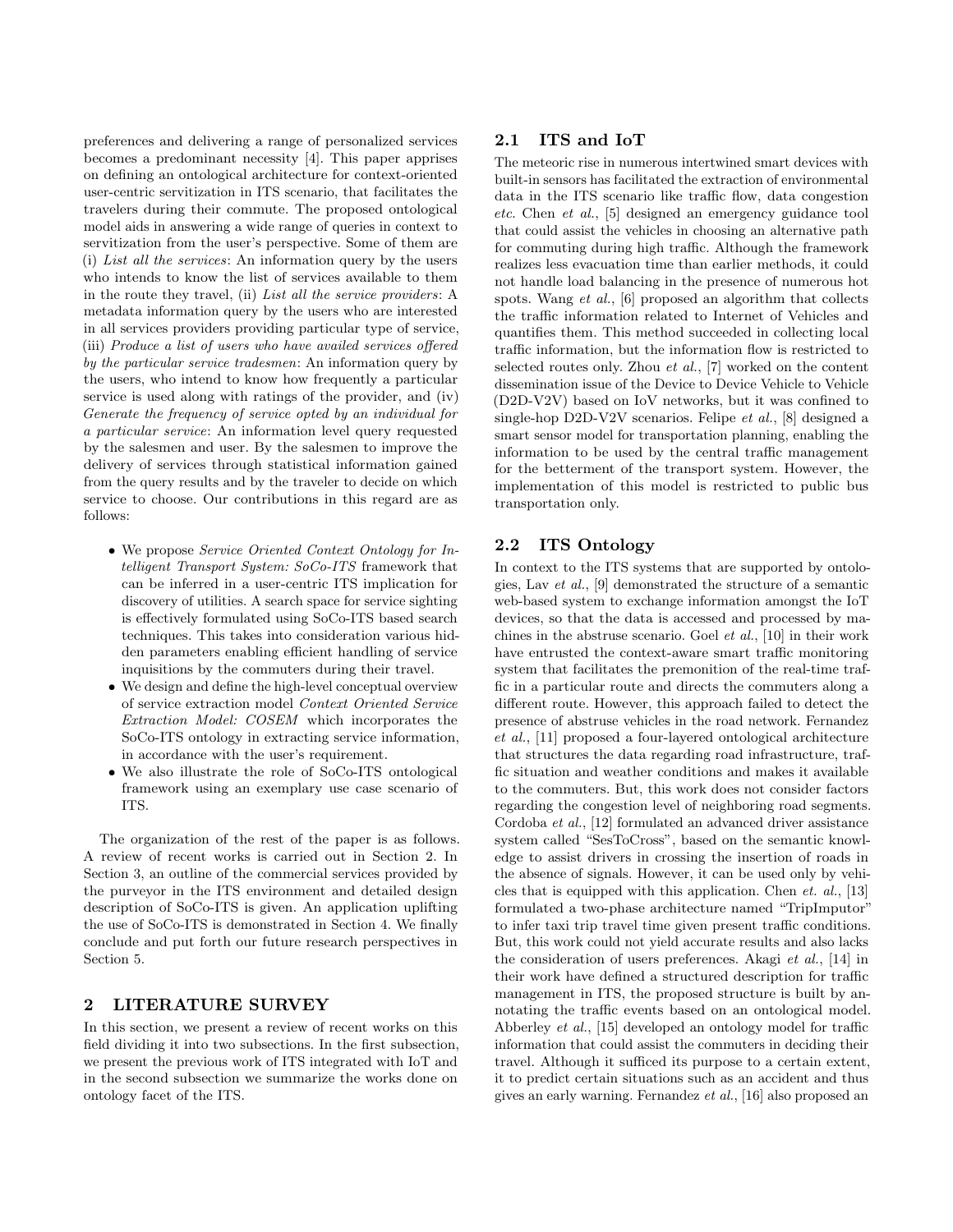preferences and delivering a range of personalized services becomes a predominant necessity [4]. This paper apprises on defining an ontological architecture for context-oriented user-centric servitization in ITS scenario, that facilitates the travelers during their commute. The proposed ontological model aids in answering a wide range of queries in context to servitization from the user's perspective. Some of them are (i) *List all the services*: An information query by the users who intends to know the list of services available to them in the route they travel, (ii) *List all the service providers*: A metadata information query by the users who are interested in all services providers providing particular type of service, (iii) *Produce a list of users who have availed services offered by the particular service tradesmen*: An information query by the users, who intend to know how frequently a particular service is used along with ratings of the provider, and (iv) *Generate the frequency of service opted by an individual for a particular service*: An information level query requested by the salesmen and user. By the salesmen to improve the delivery of services through statistical information gained from the query results and by the traveler to decide on which service to choose. Our contributions in this regard are as follows:

- We propose *Service Oriented Context Ontology for Intelligent Transport System: SoCo-ITS* framework that can be inferred in a user-centric ITS implication for discovery of utilities. A search space for service sighting is effectively formulated using SoCo-ITS based search techniques. This takes into consideration various hidden parameters enabling efficient handling of service inquisitions by the commuters during their travel.
- We design and define the high-level conceptual overview of service extraction model *Context Oriented Service Extraction Model: COSEM* which incorporates the SoCo-ITS ontology in extracting service information, in accordance with the user's requirement.
- We also illustrate the role of SoCo-ITS ontological framework using an exemplary use case scenario of ITS.

The organization of the rest of the paper is as follows. A review of recent works is carried out in Section 2. In Section 3, an outline of the commercial services provided by the purveyor in the ITS environment and detailed design description of SoCo-ITS is given. An application uplifting the use of SoCo-ITS is demonstrated in Section 4. We finally conclude and put forth our future research perspectives in Section 5.

## 2 LITERATURE SURVEY

In this section, we present a review of recent works on this field dividing it into two subsections. In the first subsection, we present the previous work of ITS integrated with IoT and in the second subsection we summarize the works done on ontology facet of the ITS.

### 2.1 ITS and IoT

The meteoric rise in numerous intertwined smart devices with built-in sensors has facilitated the extraction of environmental data in the ITS scenario like traffic flow, data congestion *etc.* Chen *et al.*, [5] designed an emergency guidance tool that could assist the vehicles in choosing an alternative path for commuting during high traffic. Although the framework realizes less evacuation time than earlier methods, it could not handle load balancing in the presence of numerous hot spots. Wang *et al.*, [6] proposed an algorithm that collects the traffic information related to Internet of Vehicles and quantifies them. This method succeeded in collecting local traffic information, but the information flow is restricted to selected routes only. Zhou *et al.*, [7] worked on the content dissemination issue of the Device to Device Vehicle to Vehicle (D2D-V2V) based on IoV networks, but it was confined to single-hop D2D-V2V scenarios. Felipe *et al.*, [8] designed a smart sensor model for transportation planning, enabling the information to be used by the central traffic management for the betterment of the transport system. However, the implementation of this model is restricted to public bus transportation only.

### 2.2 ITS Ontology

In context to the ITS systems that are supported by ontologies, Lav *et al.*, [9] demonstrated the structure of a semantic web-based system to exchange information amongst the IoT devices, so that the data is accessed and processed by machines in the abstruse scenario. Goel *et al.*, [10] in their work have entrusted the context-aware smart traffic monitoring system that facilitates the premonition of the real-time traffic in a particular route and directs the commuters along a different route. However, this approach failed to detect the presence of abstruse vehicles in the road network. Fernandez *et al.*, [11] proposed a four-layered ontological architecture that structures the data regarding road infrastructure, traffic situation and weather conditions and makes it available to the commuters. But, this work does not consider factors regarding the congestion level of neighboring road segments. Cordoba *et al.*, [12] formulated an advanced driver assistance system called "SesToCross", based on the semantic knowledge to assist drivers in crossing the insertion of roads in the absence of signals. However, it can be used only by vehicles that is equipped with this application. Chen *et. al.*, [13] formulated a two-phase architecture named "TripImputor" to infer taxi trip travel time given present traffic conditions. But, this work could not yield accurate results and also lacks the consideration of users preferences. Akagi *et al.*, [14] in their work have defined a structured description for traffic management in ITS, the proposed structure is built by annotating the traffic events based on an ontological model. Abberley *et al.*, [15] developed an ontology model for traffic information that could assist the commuters in deciding their travel. Although it sufficed its purpose to a certain extent, it to predict certain situations such as an accident and thus gives an early warning. Fernandez *et al.*, [16] also proposed an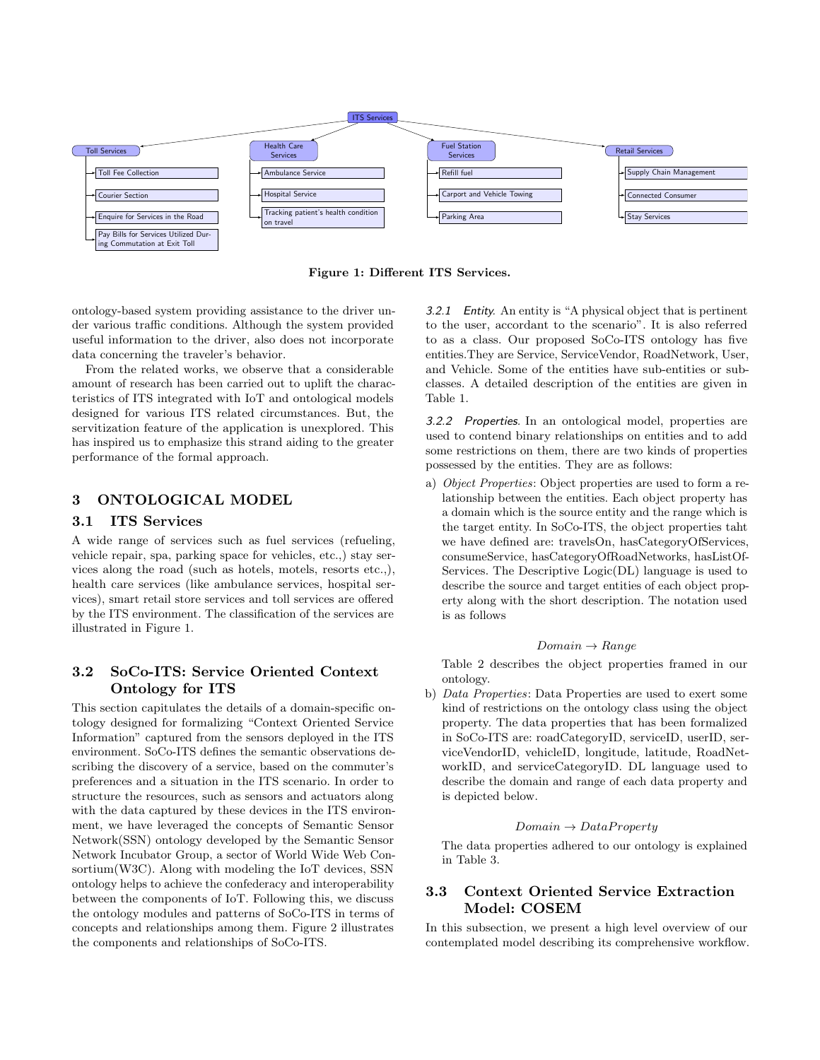ITS Services

- Toll Services
  - Toll Fee Collection
  - Courier Section
  - Enquire for Services in the Road
  - Pay Bills for Services Utilized During Commutation at Exit Toll
- Health Care Services
  - Ambulance Service
  - Hospital Service
  - Tracking patient's health condition on travel
- Fuel Station Services
  - Refill fuel
  - Carport and Vehicle Towing
  - Parking Area
- Retail Services
  - Supply Chain Management
  - Connected Consumer
  - Stay Services

**Figure 1: Different ITS Services.**

ontology-based system providing assistance to the driver under various traffic conditions. Although the system provided useful information to the driver, also does not incorporate data concerning the traveler's behavior.

From the related works, we observe that a considerable amount of research has been carried out to uplift the characteristics of ITS integrated with IoT and ontological models designed for various ITS related circumstances. But, the servitization feature of the application is unexplored. This has inspired us to emphasize this strand aiding to the greater performance of the formal approach.

## 3 ONTOLOGICAL MODEL

### 3.1 ITS Services

A wide range of services such as fuel services (refueling, vehicle repair, spa, parking space for vehicles, etc.,) stay services along the road (such as hotels, motels, resorts etc.,), health care services (like ambulance services, hospital services), smart retail store services and toll services are offered by the ITS environment. The classification of the services are illustrated in Figure 1.

### 3.2 SoCo-ITS: Service Oriented Context Ontology for ITS

This section capitulates the details of a domain-specific ontology designed for formalizing "Context Oriented Service Information" captured from the sensors deployed in the ITS environment. SoCo-ITS defines the semantic observations describing the discovery of a service, based on the commuter's preferences and a situation in the ITS scenario. In order to structure the resources, such as sensors and actuators along with the data captured by these devices in the ITS environment, we have leveraged the concepts of Semantic Sensor Network(SSN) ontology developed by the Semantic Sensor Network Incubator Group, a sector of World Wide Web Consortium(W3C). Along with modeling the IoT devices, SSN ontology helps to achieve the confederacy and interoperability between the components of IoT. Following this, we discuss the ontology modules and patterns of SoCo-ITS in terms of concepts and relationships among them. Figure 2 illustrates the components and relationships of SoCo-ITS.

*3.2.1 Entity.* An entity is "A physical object that is pertinent to the user, accordant to the scenario". It is also referred to as a class. Our proposed SoCo-ITS ontology has five entities.They are Service, ServiceVendor, RoadNetwork, User, and Vehicle. Some of the entities have sub-entities or subclasses. A detailed description of the entities are given in Table 1.

*3.2.2 Properties.* In an ontological model, properties are used to contend binary relationships on entities and to add some restrictions on them, there are two kinds of properties possessed by the entities. They are as follows:

a) *Object Properties*: Object properties are used to form a relationship between the entities. Each object property has a domain which is the source entity and the range which is the target entity. In SoCo-ITS, the object properties taht we have defined are: travelsOn, hasCategoryOfServices, consumeService, hasCategoryOfRoadNetworks, hasListOfServices. The Descriptive Logic(DL) language is used to describe the source and target entities of each object property along with the short description. The notation used is as follows

$$Domain \rightarrow Range$$

Table 2 describes the object properties framed in our ontology.

b) *Data Properties*: Data Properties are used to exert some kind of restrictions on the ontology class using the object property. The data properties that has been formalized in SoCo-ITS are: roadCategoryID, serviceID, userID, serviceVendorID, vehicleID, longitude, latitude, RoadNetworkID, and serviceCategoryID. DL language used to describe the domain and range of each data property and is depicted below.

$$Domain \rightarrow DataProperty$$

The data properties adhered to our ontology is explained in Table 3.

### 3.3 Context Oriented Service Extraction Model: COSEM

In this subsection, we present a high level overview of our contemplated model describing its comprehensive workflow.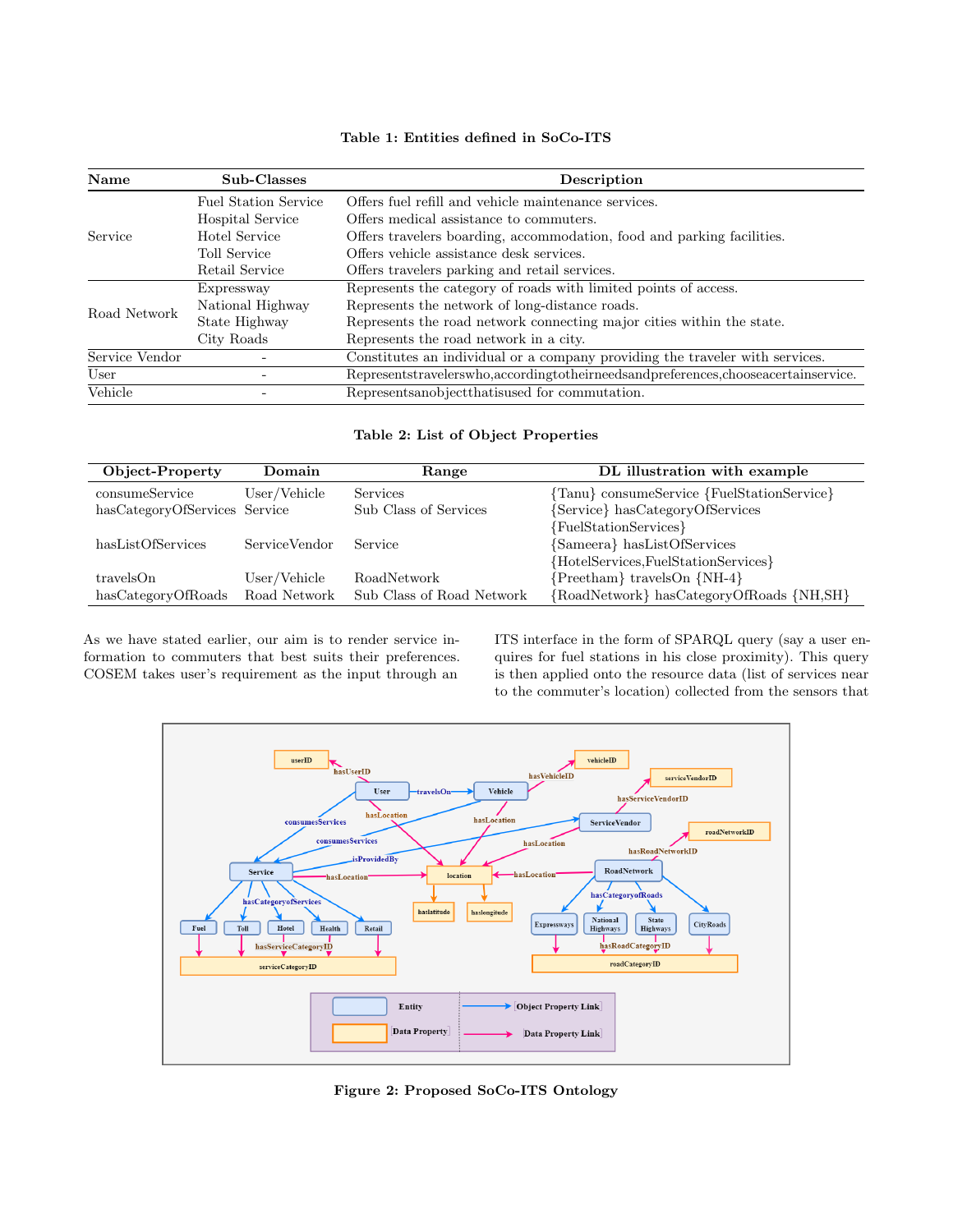**Table 1: Entities defined in SoCo-ITS**

| Name | Sub-Classes | Description |
|---|---|---|
| Service | Fuel Station Service | Offers fuel refill and vehicle maintenance services. |
| | Hospital Service | Offers medical assistance to commuters. |
| | Hotel Service | Offers travelers boarding, accommodation, food and parking facilities. |
| | Toll Service | Offers vehicle assistance desk services. |
| | Retail Service | Offers travelers parking and retail services. |
| Road Network | Expressway | Represents the category of roads with limited points of access. |
| | National Highway | Represents the network of long-distance roads. |
| | State Highway | Represents the road network connecting major cities within the state. |
| | City Roads | Represents the road network in a city. |
| Service Vendor | - | Constitutes an individual or a company providing the traveler with services. |
| User | - | Representstravelerswho,accordingtotheirneedsandpreferences,chooseacertainservice. |
| Vehicle | - | Representsanobjectthatisused for commutation. |

**Table 2: List of Object Properties**

| Object-Property | Domain | Range | DL illustration with example |
|---|---|---|---|
| consumeService | User/Vehicle | Services | {Tanu} consumeService {FuelStationService} |
| hasCategoryOfServices | Service | Sub Class of Services | {Service} hasCategoryOfServices {FuelStationServices} |
| hasListOfServices | ServiceVendor | Service | {Sameera} hasListOfServices {HotelServices,FuelStationServices} |
| travelsOn | User/Vehicle | RoadNetwork | {Preetham} travelsOn {NH-4} |
| hasCategoryOfRoads | Road Network | Sub Class of Road Network | {RoadNetwork} hasCategoryOfRoads {NH,SH} |

As we have stated earlier, our aim is to render service information to commuters that best suits their preferences. COSEM takes user's requirement as the input through an ITS interface in the form of SPARQL query (say a user enquires for fuel stations in his close proximity). This query is then applied onto the resource data (list of services near to the commuter's location) collected from the sensors that

**Figure 2: Proposed SoCo-ITS Ontology**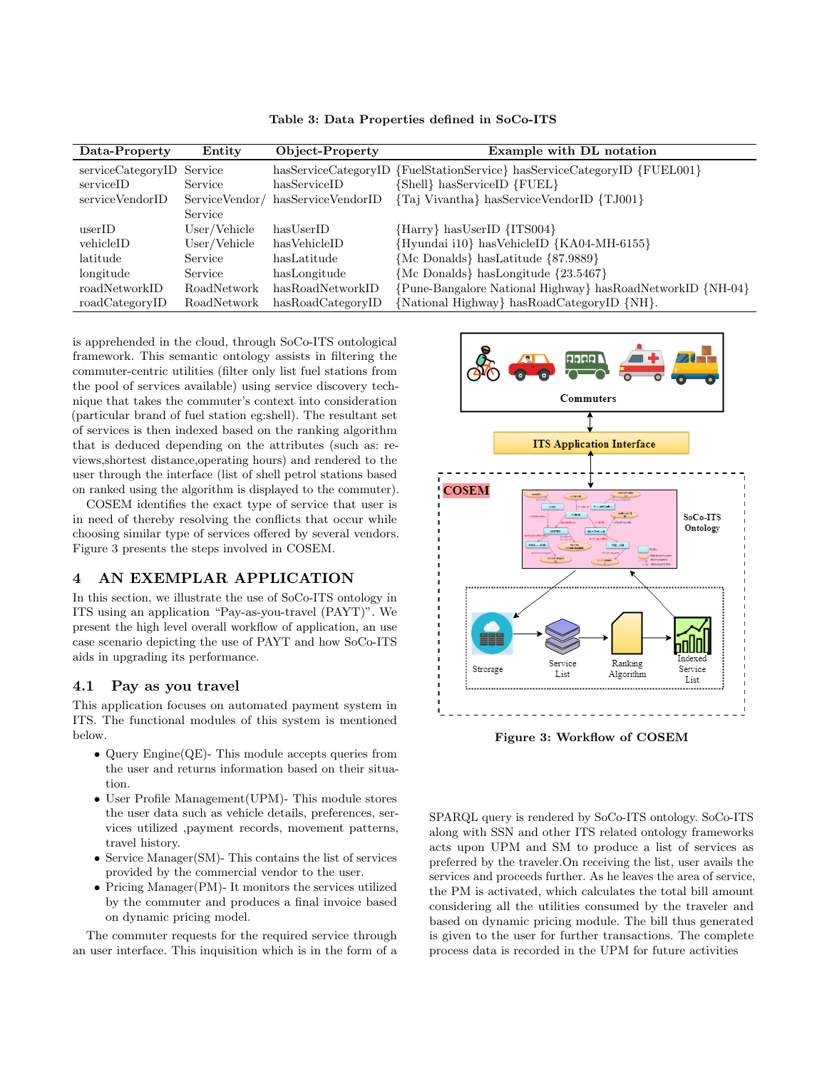**Table 3: Data Properties defined in SoCo-ITS**

| Data-Property | Entity | Object-Property | Example with DL notation |
|---|---|---|---|
| serviceCategoryID | Service | hasServiceCategoryID | {FuelStationService} hasServiceCategoryID {FUEL001} |
| serviceID | Service | hasServiceID | {Shell} hasServiceID {FUEL} |
| serviceVendorID | ServiceVendor/ Service | hasServiceVendorID | {Taj Vivantha} hasServiceVendorID {TJ001} |
| userID | User/Vehicle | hasUserID | {Harry} hasUserID {ITS004} |
| vehicleID | User/Vehicle | hasVehicleID | {Hyundai i10} hasVehicleID {KA04-MH-6155} |
| latitude | Service | hasLatitude | {Mc Donalds} hasLatitude {87.9889} |
| longitude | Service | hasLongitude | {Mc Donalds} hasLongitude {23.5467} |
| roadNetworkID | RoadNetwork | hasRoadNetworkID | {Pune-Bangalore National Highway} hasRoadNetworkID {NH-04} |
| roadCategoryID | RoadNetwork | hasRoadCategoryID | {National Highway} hasRoadCategoryID {NH}. |

is apprehended in the cloud, through SoCo-ITS ontological framework. This semantic ontology assists in filtering the commuter-centric utilities (filter only list fuel stations from the pool of services available) using service discovery technique that takes the commuter's context into consideration (particular brand of fuel station eg:shell). The resultant set of services is then indexed based on the ranking algorithm that is deduced depending on the attributes (such as: reviews,shortest distance,operating hours) and rendered to the user through the interface (list of shell petrol stations based on ranked using the algorithm is displayed to the commuter).

COSEM identifies the exact type of service that user is in need of thereby resolving the conflicts that occur while choosing similar type of services offered by several vendors. Figure 3 presents the steps involved in COSEM.

Figure 3: Workflow of COSEM

## 4 AN EXEMPLAR APPLICATION

In this section, we illustrate the use of SoCo-ITS ontology in ITS using an application "Pay-as-you-travel (PAYT)". We present the high level overall workflow of application, an use case scenario depicting the use of PAYT and how SoCo-ITS aids in upgrading its performance.

### 4.1 Pay as you travel

This application focuses on automated payment system in ITS. The functional modules of this system is mentioned below.

- Query Engine(QE)- This module accepts queries from the user and returns information based on their situation.
- User Profile Management(UPM)- This module stores the user data such as vehicle details, preferences, services utilized ,payment records, movement patterns, travel history.
- Service Manager(SM)- This contains the list of services provided by the commercial vendor to the user.
- Pricing Manager(PM)- It monitors the services utilized by the commuter and produces a final invoice based on dynamic pricing model.

The commuter requests for the required service through an user interface. This inquisition which is in the form of a SPARQL query is rendered by SoCo-ITS ontology. SoCo-ITS along with SSN and other ITS related ontology frameworks acts upon UPM and SM to produce a list of services as preferred by the traveler.On receiving the list, user avails the services and proceeds further. As he leaves the area of service, the PM is activated, which calculates the total bill amount considering all the utilities consumed by the traveler and based on dynamic pricing module. The bill thus generated is given to the user for further transactions. The complete process data is recorded in the UPM for future activities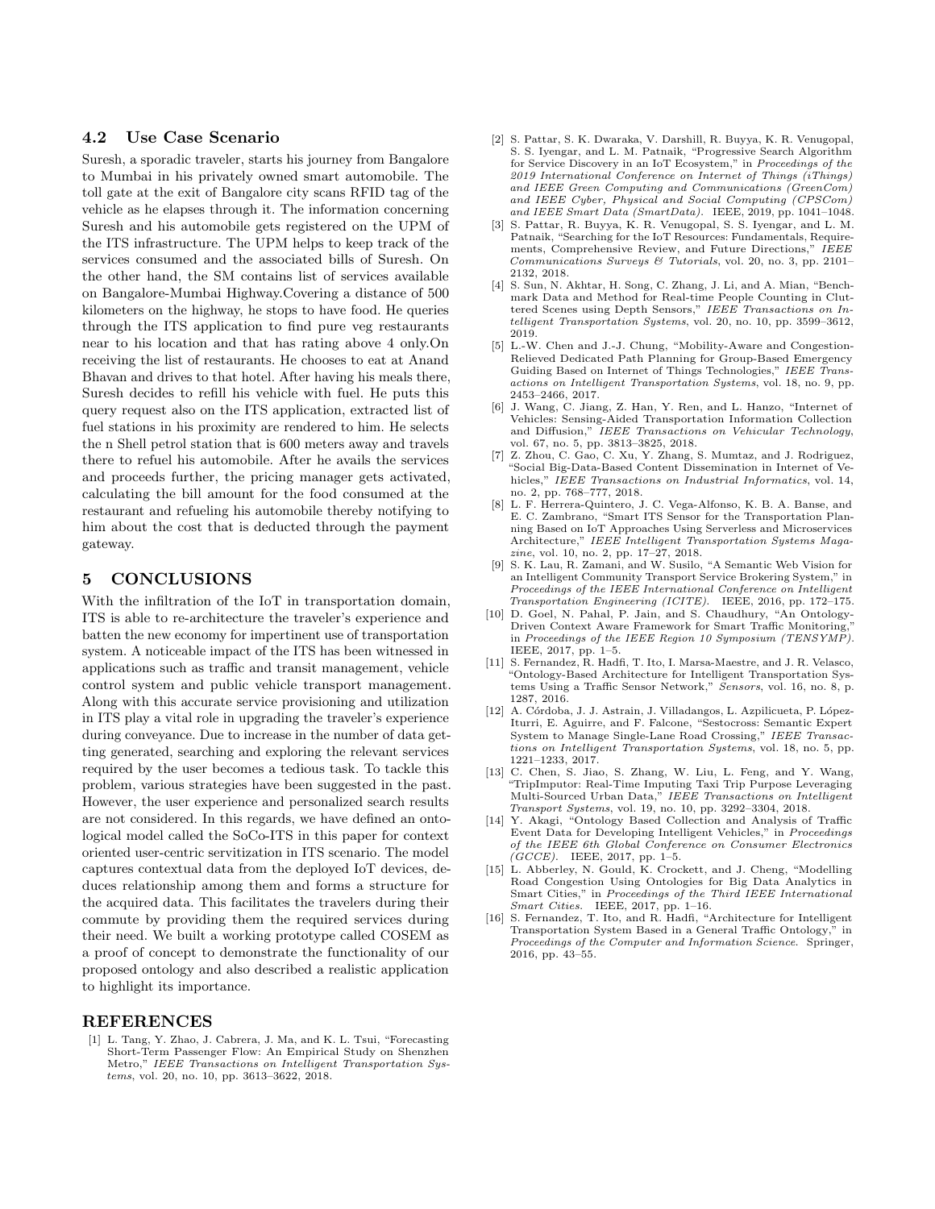### 4.2 Use Case Scenario

Suresh, a sporadic traveler, starts his journey from Bangalore to Mumbai in his privately owned smart automobile. The toll gate at the exit of Bangalore city scans RFID tag of the vehicle as he elapses through it. The information concerning Suresh and his automobile gets registered on the UPM of the ITS infrastructure. The UPM helps to keep track of the services consumed and the associated bills of Suresh. On the other hand, the SM contains list of services available on Bangalore-Mumbai Highway.Covering a distance of 500 kilometers on the highway, he stops to have food. He queries through the ITS application to find pure veg restaurants near to his location and that has rating above 4 only.On receiving the list of restaurants. He chooses to eat at Anand Bhavan and drives to that hotel. After having his meals there, Suresh decides to refill his vehicle with fuel. He puts this query request also on the ITS application, extracted list of fuel stations in his proximity are rendered to him. He selects the n Shell petrol station that is 600 meters away and travels there to refuel his automobile. After he avails the services and proceeds further, the pricing manager gets activated, calculating the bill amount for the food consumed at the restaurant and refueling his automobile thereby notifying to him about the cost that is deducted through the payment gateway.

## 5 CONCLUSIONS

With the infiltration of the IoT in transportation domain, ITS is able to re-architecture the traveler's experience and batten the new economy for impertinent use of transportation system. A noticeable impact of the ITS has been witnessed in applications such as traffic and transit management, vehicle control system and public vehicle transport management. Along with this accurate service provisioning and utilization in ITS play a vital role in upgrading the traveler's experience during conveyance. Due to increase in the number of data getting generated, searching and exploring the relevant services required by the user becomes a tedious task. To tackle this problem, various strategies have been suggested in the past. However, the user experience and personalized search results are not considered. In this regards, we have defined an ontological model called the SoCo-ITS in this paper for context oriented user-centric servitization in ITS scenario. The model captures contextual data from the deployed IoT devices, deduces relationship among them and forms a structure for the acquired data. This facilitates the travelers during their commute by providing them the required services during their need. We built a working prototype called COSEM as a proof of concept to demonstrate the functionality of our proposed ontology and also described a realistic application to highlight its importance.

## REFERENCES

[1] L. Tang, Y. Zhao, J. Cabrera, J. Ma, and K. L. Tsui, "Forecasting Short-Term Passenger Flow: An Empirical Study on Shenzhen Metro," *IEEE Transactions on Intelligent Transportation Systems*, vol. 20, no. 10, pp. 3613–3622, 2018.

[2] S. Pattar, S. K. Dwaraka, V. Darshill, R. Buyya, K. R. Venugopal, S. S. Iyengar, and L. M. Patnaik, "Progressive Search Algorithm for Service Discovery in an IoT Ecosystem," in *Proceedings of the 2019 International Conference on Internet of Things (iThings) and IEEE Green Computing and Communications (GreenCom) and IEEE Cyber, Physical and Social Computing (CPSCom) and IEEE Smart Data (SmartData)*. IEEE, 2019, pp. 1041–1048.

[3] S. Pattar, R. Buyya, K. R. Venugopal, S. S. Iyengar, and L. M. Patnaik, "Searching for the IoT Resources: Fundamentals, Requirements, Comprehensive Review, and Future Directions," *IEEE Communications Surveys & Tutorials*, vol. 20, no. 3, pp. 2101–2132, 2018.

[4] S. Sun, N. Akhtar, H. Song, C. Zhang, J. Li, and A. Mian, "Benchmark Data and Method for Real-time People Counting in Cluttered Scenes using Depth Sensors," *IEEE Transactions on Intelligent Transportation Systems*, vol. 20, no. 10, pp. 3599–3612, 2019.

[5] L.-W. Chen and J.-J. Chung, "Mobility-Aware and Congestion-Relieved Dedicated Path Planning for Group-Based Emergency Guiding Based on Internet of Things Technologies," *IEEE Transactions on Intelligent Transportation Systems*, vol. 18, no. 9, pp. 2453–2466, 2017.

[6] J. Wang, C. Jiang, Z. Han, Y. Ren, and L. Hanzo, "Internet of Vehicles: Sensing-Aided Transportation Information Collection and Diffusion," *IEEE Transactions on Vehicular Technology*, vol. 67, no. 5, pp. 3813–3825, 2018.

[7] Z. Zhou, C. Gao, C. Xu, Y. Zhang, S. Mumtaz, and J. Rodriguez, "Social Big-Data-Based Content Dissemination in Internet of Vehicles," *IEEE Transactions on Industrial Informatics*, vol. 14, no. 2, pp. 768–777, 2018.

[8] L. F. Herrera-Quintero, J. C. Vega-Alfonso, K. B. A. Banse, and E. C. Zambrano, "Smart ITS Sensor for the Transportation Planning Based on IoT Approaches Using Serverless and Microservices Architecture," *IEEE Intelligent Transportation Systems Magazine*, vol. 10, no. 2, pp. 17–27, 2018.

[9] S. K. Lau, R. Zamani, and W. Susilo, "A Semantic Web Vision for an Intelligent Community Transport Service Brokering System," in *Proceedings of the IEEE International Conference on Intelligent Transportation Engineering (ICITE)*. IEEE, 2016, pp. 172–175.

[10] D. Goel, N. Pahal, P. Jain, and S. Chaudhury, "An Ontology-Driven Context Aware Framework for Smart Traffic Monitoring," in *Proceedings of the IEEE Region 10 Symposium (TENSYMP)*. IEEE, 2017, pp. 1–5.

[11] S. Fernandez, R. Hadfi, T. Ito, I. Marsa-Maestre, and J. R. Velasco, "Ontology-Based Architecture for Intelligent Transportation Systems Using a Traffic Sensor Network," *Sensors*, vol. 16, no. 8, p. 1287, 2016.

[12] A. Córdoba, J. J. Astrain, J. Villadangos, L. Azpilicueta, P. López-Iturri, E. Aguirre, and F. Falcone, "Sestocross: Semantic Expert System to Manage Single-Lane Road Crossing," *IEEE Transactions on Intelligent Transportation Systems*, vol. 18, no. 5, pp. 1221–1233, 2017.

[13] C. Chen, S. Jiao, S. Zhang, W. Liu, L. Feng, and Y. Wang, "TripImputor: Real-Time Imputing Taxi Trip Purpose Leveraging Multi-Sourced Urban Data," *IEEE Transactions on Intelligent Transport Systems*, vol. 19, no. 10, pp. 3292–3304, 2018.

[14] Y. Akagi, "Ontology Based Collection and Analysis of Traffic Event Data for Developing Intelligent Vehicles," in *Proceedings of the IEEE 6th Global Conference on Consumer Electronics (GCCE)*. IEEE, 2017, pp. 1–5.

[15] L. Abberley, N. Gould, K. Crockett, and J. Cheng, "Modelling Road Congestion Using Ontologies for Big Data Analytics in Smart Cities," in *Proceedings of the Third IEEE International Smart Cities*. IEEE, 2017, pp. 1–16.

[16] S. Fernandez, T. Ito, and R. Hadfi, "Architecture for Intelligent Transportation System Based in a General Traffic Ontology," in *Proceedings of the Computer and Information Science*. Springer, 2016, pp. 43–55.